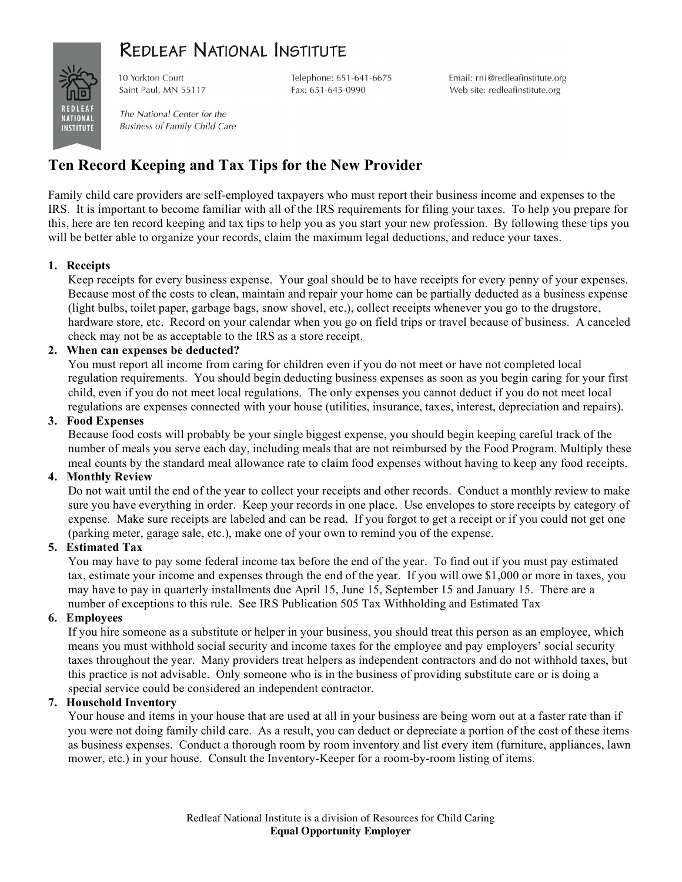# Redleaf National Institute

10 Yorkton Court
Saint Paul, MN 55117

*The National Center for the Business of Family Child Care*

Telephone: 651-641-6675
Fax: 651-645-0990

Email: rni@redleafinstitute.org
Web site: redleafinstitute.org

## Ten Record Keeping and Tax Tips for the New Provider

Family child care providers are self-employed taxpayers who must report their business income and expenses to the IRS. It is important to become familiar with all of the IRS requirements for filing your taxes. To help you prepare for this, here are ten record keeping and tax tips to help you as you start your new profession. By following these tips you will be better able to organize your records, claim the maximum legal deductions, and reduce your taxes.

1. **Receipts**
   Keep receipts for every business expense. Your goal should be to have receipts for every penny of your expenses. Because most of the costs to clean, maintain and repair your home can be partially deducted as a business expense (light bulbs, toilet paper, garbage bags, snow shovel, etc.), collect receipts whenever you go to the drugstore, hardware store, etc. Record on your calendar when you go on field trips or travel because of business. A canceled check may not be as acceptable to the IRS as a store receipt.
2. **When can expenses be deducted?**
   You must report all income from caring for children even if you do not meet or have not completed local regulation requirements. You should begin deducting business expenses as soon as you begin caring for your first child, even if you do not meet local regulations. The only expenses you cannot deduct if you do not meet local regulations are expenses connected with your house (utilities, insurance, taxes, interest, depreciation and repairs).
3. **Food Expenses**
   Because food costs will probably be your single biggest expense, you should begin keeping careful track of the number of meals you serve each day, including meals that are not reimbursed by the Food Program. Multiply these meal counts by the standard meal allowance rate to claim food expenses without having to keep any food receipts.
4. **Monthly Review**
   Do not wait until the end of the year to collect your receipts and other records. Conduct a monthly review to make sure you have everything in order. Keep your records in one place. Use envelopes to store receipts by category of expense. Make sure receipts are labeled and can be read. If you forgot to get a receipt or if you could not get one (parking meter, garage sale, etc.), make one of your own to remind you of the expense.
5. **Estimated Tax**
   You may have to pay some federal income tax before the end of the year. To find out if you must pay estimated tax, estimate your income and expenses through the end of the year. If you will owe $1,000 or more in taxes, you may have to pay in quarterly installments due April 15, June 15, September 15 and January 15. There are a number of exceptions to this rule. See IRS Publication 505 Tax Withholding and Estimated Tax
6. **Employees**
   If you hire someone as a substitute or helper in your business, you should treat this person as an employee, which means you must withhold social security and income taxes for the employee and pay employers' social security taxes throughout the year. Many providers treat helpers as independent contractors and do not withhold taxes, but this practice is not advisable. Only someone who is in the business of providing substitute care or is doing a special service could be considered an independent contractor.
7. **Household Inventory**
   Your house and items in your house that are used at all in your business are being worn out at a faster rate than if you were not doing family child care. As a result, you can deduct or depreciate a portion of the cost of these items as business expenses. Conduct a thorough room by room inventory and list every item (furniture, appliances, lawn mower, etc.) in your house. Consult the Inventory-Keeper for a room-by-room listing of items.

Redleaf National Institute is a division of Resources for Child Caring
**Equal Opportunity Employer**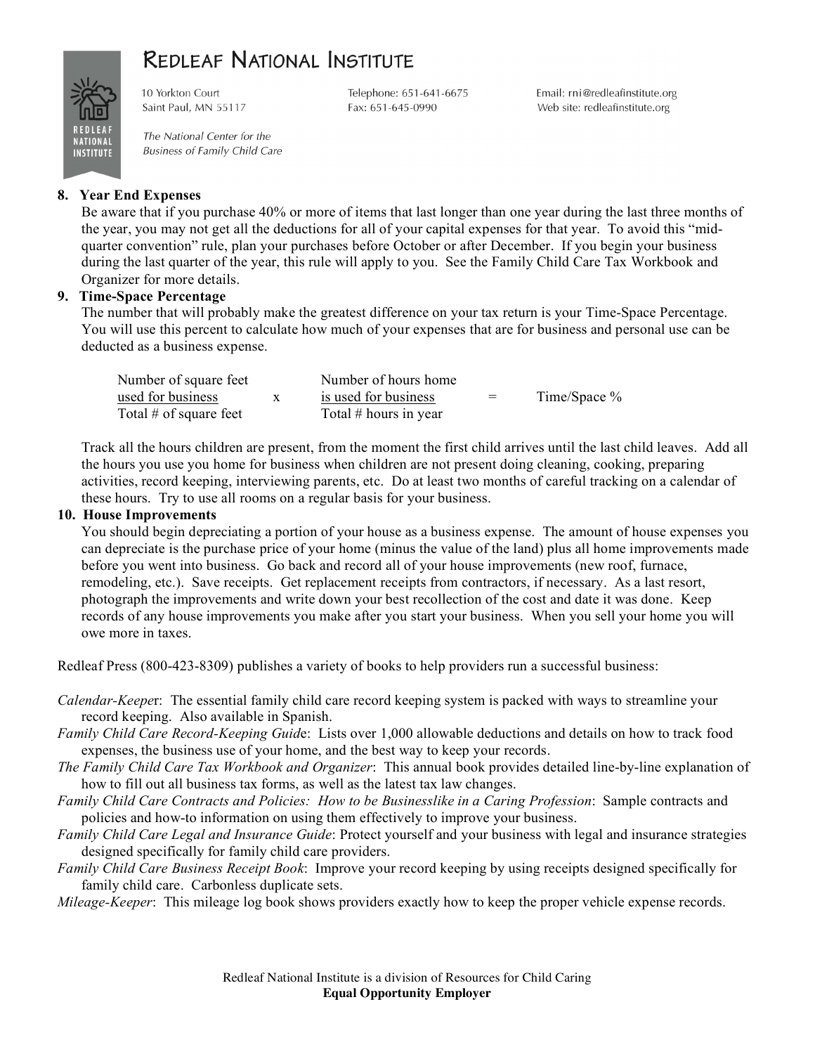# Redleaf National Institute

10 Yorkton Court
Saint Paul, MN 55117

*The National Center for the Business of Family Child Care*

Telephone: 651-641-6675
Fax: 651-645-0990

Email: rni@redleafinstitute.org
Web site: redleafinstitute.org

**8. Year End Expenses**

Be aware that if you purchase 40% or more of items that last longer than one year during the last three months of the year, you may not get all the deductions for all of your capital expenses for that year. To avoid this "mid-quarter convention" rule, plan your purchases before October or after December. If you begin your business during the last quarter of the year, this rule will apply to you. See the Family Child Care Tax Workbook and Organizer for more details.

**9. Time-Space Percentage**

The number that will probably make the greatest difference on your tax return is your Time-Space Percentage. You will use this percent to calculate how much of your expenses that are for business and personal use can be deducted as a business expense.

$$\frac{\text{Number of square feet used for business}}{\text{Total \# of square feet}} \times \frac{\text{Number of hours home is used for business}}{\text{Total \# hours in year}} = \text{Time/Space \%}$$

Track all the hours children are present, from the moment the first child arrives until the last child leaves. Add all the hours you use you home for business when children are not present doing cleaning, cooking, preparing activities, record keeping, interviewing parents, etc. Do at least two months of careful tracking on a calendar of these hours. Try to use all rooms on a regular basis for your business.

**10. House Improvements**

You should begin depreciating a portion of your house as a business expense. The amount of house expenses you can depreciate is the purchase price of your home (minus the value of the land) plus all home improvements made before you went into business. Go back and record all of your house improvements (new roof, furnace, remodeling, etc.). Save receipts. Get replacement receipts from contractors, if necessary. As a last resort, photograph the improvements and write down your best recollection of the cost and date it was done. Keep records of any house improvements you make after you start your business. When you sell your home you will owe more in taxes.

Redleaf Press (800-423-8309) publishes a variety of books to help providers run a successful business:

*Calendar-Keeper*: The essential family child care record keeping system is packed with ways to streamline your record keeping. Also available in Spanish.

*Family Child Care Record-Keeping Guide*: Lists over 1,000 allowable deductions and details on how to track food expenses, the business use of your home, and the best way to keep your records.

*The Family Child Care Tax Workbook and Organizer*: This annual book provides detailed line-by-line explanation of how to fill out all business tax forms, as well as the latest tax law changes.

*Family Child Care Contracts and Policies: How to be Businesslike in a Caring Profession*: Sample contracts and policies and how-to information on using them effectively to improve your business.

*Family Child Care Legal and Insurance Guide*: Protect yourself and your business with legal and insurance strategies designed specifically for family child care providers.

*Family Child Care Business Receipt Book*: Improve your record keeping by using receipts designed specifically for family child care. Carbonless duplicate sets.

*Mileage-Keeper*: This mileage log book shows providers exactly how to keep the proper vehicle expense records.

Redleaf National Institute is a division of Resources for Child Caring

**Equal Opportunity Employer**